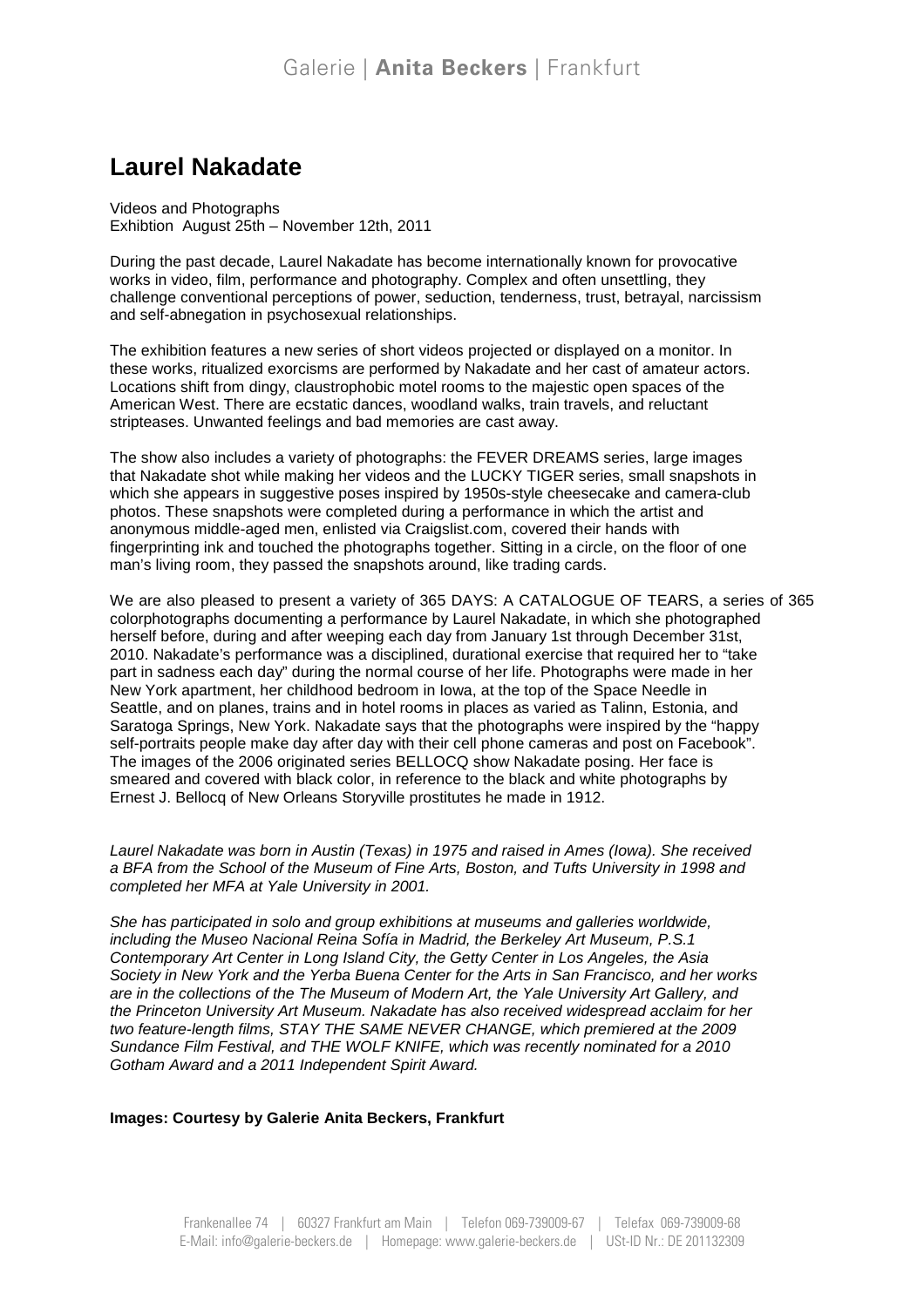Galerie | **Anita Beckers** | Frankfurt

# Laurel Nakadate

Videos and Photographs
Exhbtion August 25th – November 12th, 2011

During the past decade, Laurel Nakadate has become internationally known for provocative works in video, film, performance and photography. Complex and often unsettling, they challenge conventional perceptions of power, seduction, tenderness, trust, betrayal, narcissism and self-abnegation in psychosexual relationships.

The exhibition features a new series of short videos projected or displayed on a monitor. In these works, ritualized exorcisms are performed by Nakadate and her cast of amateur actors. Locations shift from dingy, claustrophobic motel rooms to the majestic open spaces of the American West. There are ecstatic dances, woodland walks, train travels, and reluctant stripteases. Unwanted feelings and bad memories are cast away.

The show also includes a variety of photographs: the FEVER DREAMS series, large images that Nakadate shot while making her videos and the LUCKY TIGER series, small snapshots in which she appears in suggestive poses inspired by 1950s-style cheesecake and camera-club photos. These snapshots were completed during a performance in which the artist and anonymous middle-aged men, enlisted via Craigslist.com, covered their hands with fingerprinting ink and touched the photographs together. Sitting in a circle, on the floor of one man's living room, they passed the snapshots around, like trading cards.

We are also pleased to present a variety of 365 DAYS: A CATALOGUE OF TEARS, a series of 365 colorphotographs documenting a performance by Laurel Nakadate, in which she photographed herself before, during and after weeping each day from January 1st through December 31st, 2010. Nakadate's performance was a disciplined, durational exercise that required her to "take part in sadness each day" during the normal course of her life. Photographs were made in her New York apartment, her childhood bedroom in Iowa, at the top of the Space Needle in Seattle, and on planes, trains and in hotel rooms in places as varied as Talinn, Estonia, and Saratoga Springs, New York. Nakadate says that the photographs were inspired by the "happy self-portraits people make day after day with their cell phone cameras and post on Facebook". The images of the 2006 originated series BELLOCQ show Nakadate posing. Her face is smeared and covered with black color, in reference to the black and white photographs by Ernest J. Bellocq of New Orleans Storyville prostitutes he made in 1912.

*Laurel Nakadate was born in Austin (Texas) in 1975 and raised in Ames (Iowa). She received a BFA from the School of the Museum of Fine Arts, Boston, and Tufts University in 1998 and completed her MFA at Yale University in 2001.*

*She has participated in solo and group exhibitions at museums and galleries worldwide, including the Museo Nacional Reina Sofía in Madrid, the Berkeley Art Museum, P.S.1 Contemporary Art Center in Long Island City, the Getty Center in Los Angeles, the Asia Society in New York and the Yerba Buena Center for the Arts in San Francisco, and her works are in the collections of the The Museum of Modern Art, the Yale University Art Gallery, and the Princeton University Art Museum. Nakadate has also received widespread acclaim for her two feature-length films, STAY THE SAME NEVER CHANGE, which premiered at the 2009 Sundance Film Festival, and THE WOLF KNIFE, which was recently nominated for a 2010 Gotham Award and a 2011 Independent Spirit Award.*

**Images: Courtesy by Galerie Anita Beckers, Frankfurt**

Frankenallee 74 | 60327 Frankfurt am Main | Telefon 069-739009-67 | Telefax 069-739009-68
E-Mail: info@galerie-beckers.de | Homepage: www.galerie-beckers.de | USt-ID Nr.: DE 201132309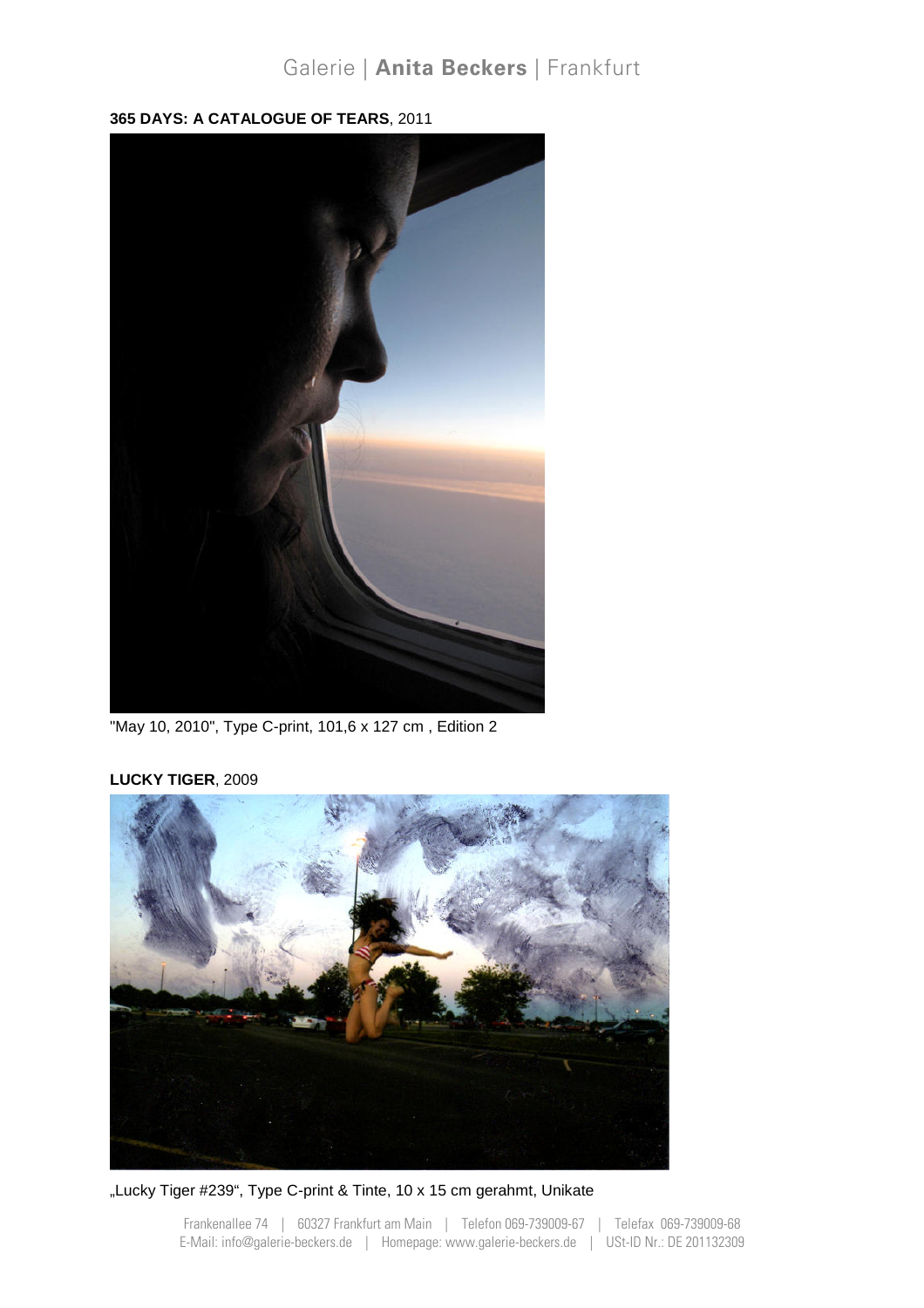**365 DAYS: A CATALOGUE OF TEARS**, 2011

"May 10, 2010", Type C-print, 101,6 x 127 cm , Edition 2

**LUCKY TIGER**, 2009

„Lucky Tiger #239“, Type C-print & Tinte, 10 x 15 cm gerahmt, Unikate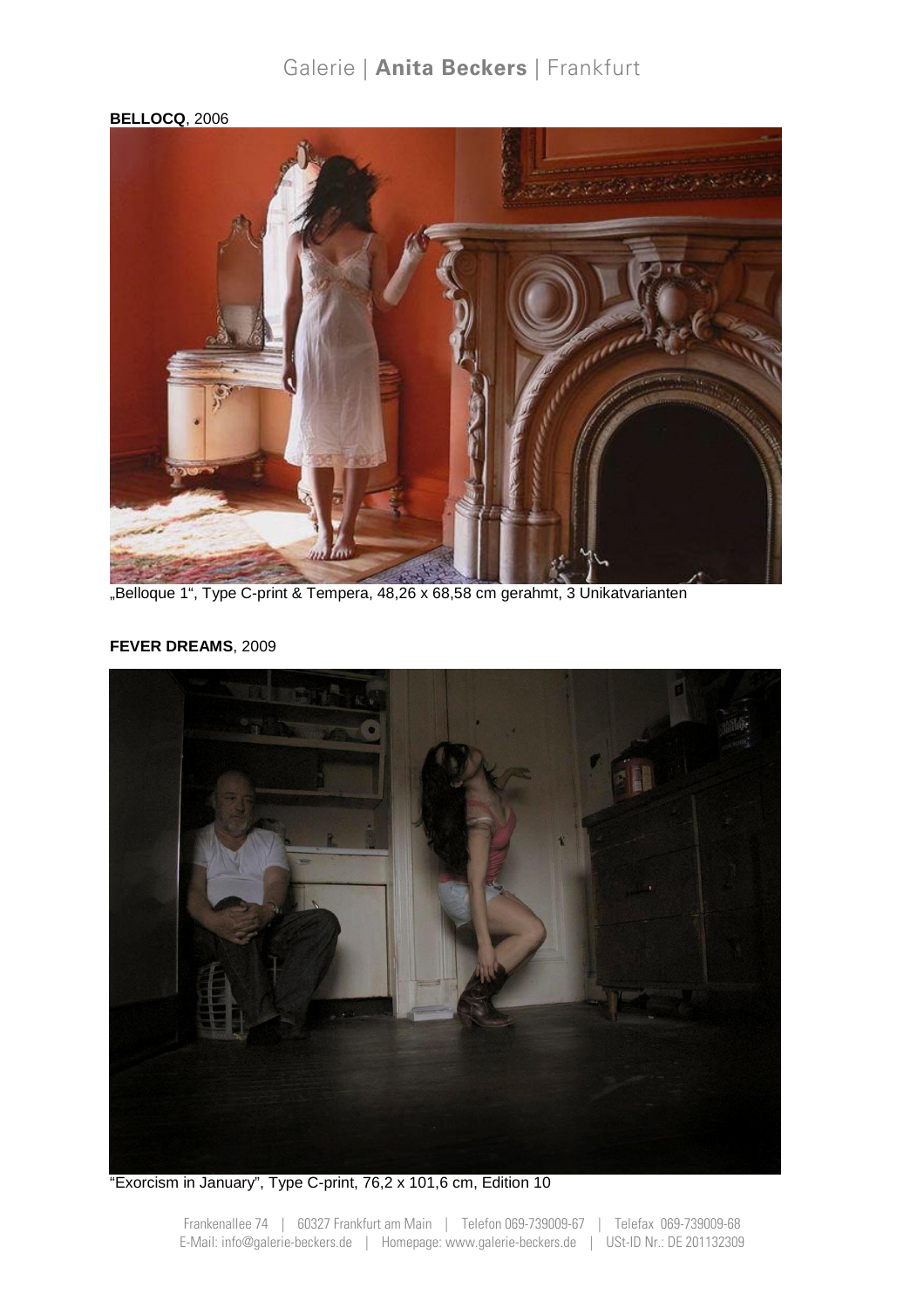**BELLOCQ**, 2006

„Belloque 1", Type C-print & Tempera, 48,26 x 68,58 cm gerahmt, 3 Unikatvarianten

**FEVER DREAMS**, 2009

"Exorcism in January", Type C-print, 76,2 x 101,6 cm, Edition 10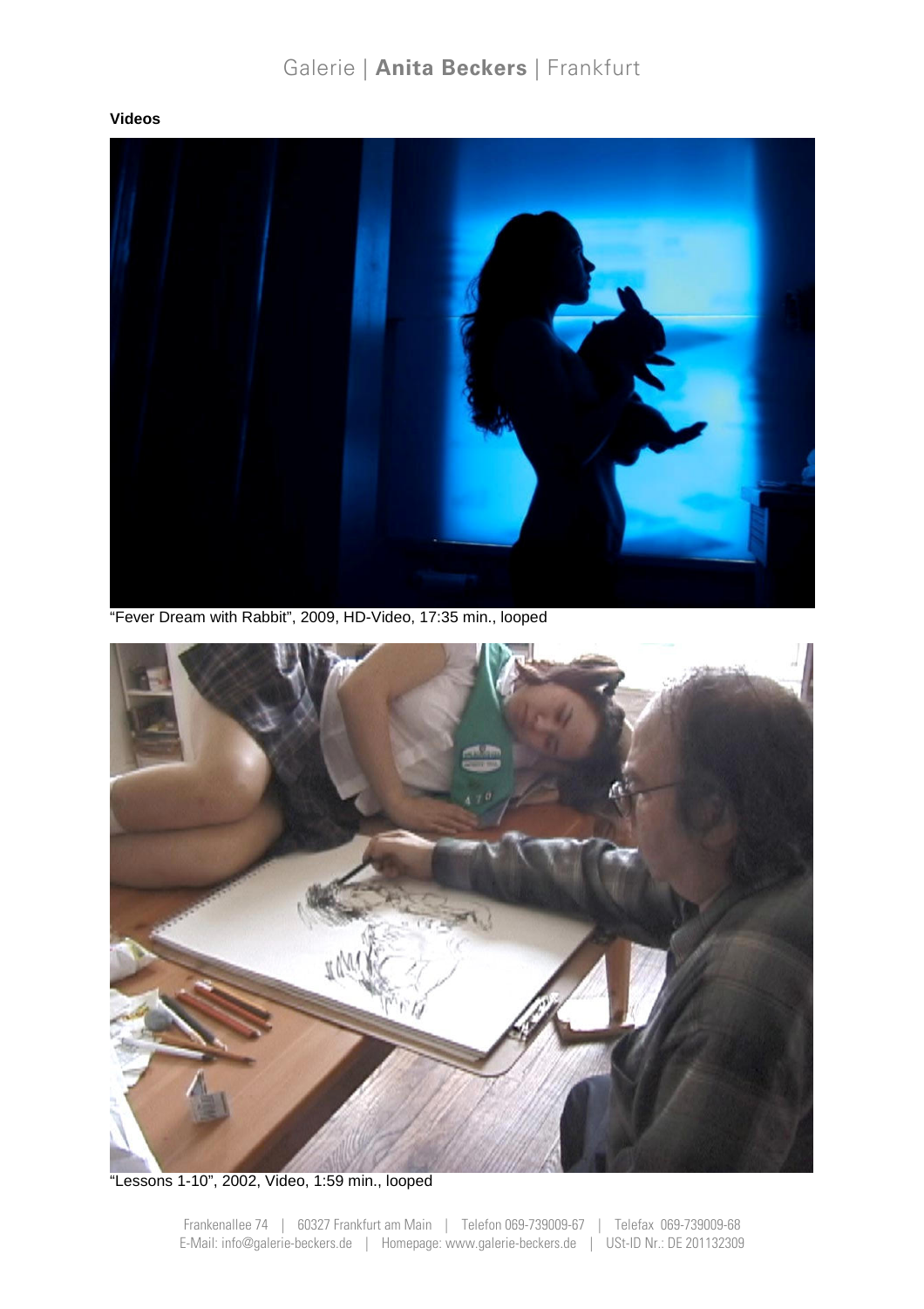**Videos**

"Fever Dream with Rabbit", 2009, HD-Video, 17:35 min., looped

"Lessons 1-10", 2002, Video, 1:59 min., looped